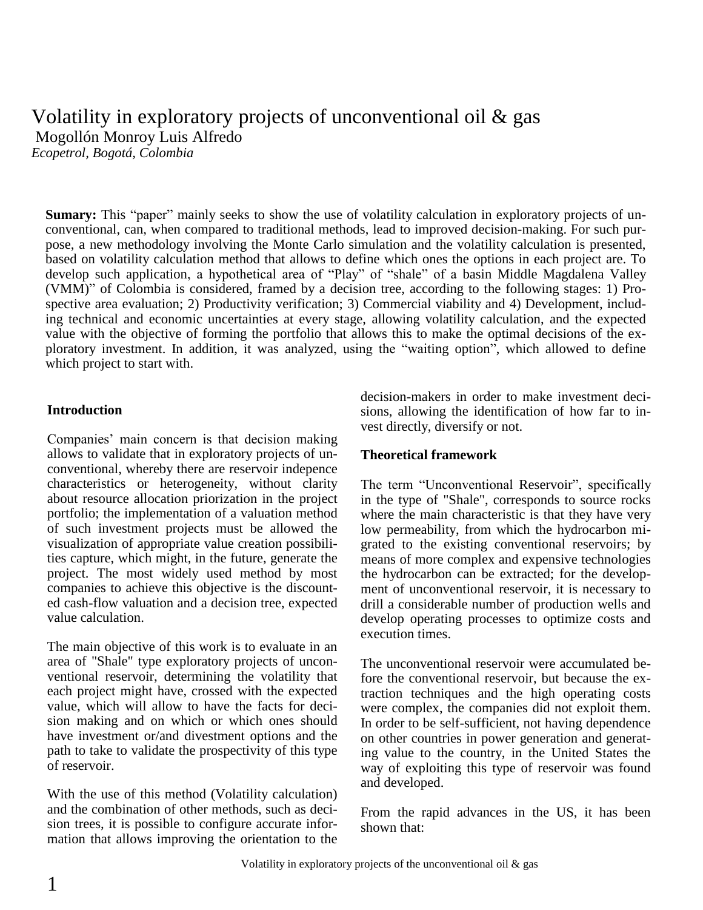# Volatility in exploratory projects of unconventional oil & gas

Mogollón Monroy Luis Alfredo

*Ecopetrol, Bogotá, Colombia*

**Sumary:** This "paper" mainly seeks to show the use of volatility calculation in exploratory projects of unconventional, can, when compared to traditional methods, lead to improved decision-making. For such purpose, a new methodology involving the Monte Carlo simulation and the volatility calculation is presented, based on volatility calculation method that allows to define which ones the options in each project are. To develop such application, a hypothetical area of "Play" of "shale" of a basin Middle Magdalena Valley (VMM)" of Colombia is considered, framed by a decision tree, according to the following stages: 1) Prospective area evaluation; 2) Productivity verification; 3) Commercial viability and 4) Development, including technical and economic uncertainties at every stage, allowing volatility calculation, and the expected value with the objective of forming the portfolio that allows this to make the optimal decisions of the exploratory investment. In addition, it was analyzed, using the "waiting option", which allowed to define which project to start with.

## Introduction

Companies' main concern is that decision making allows to validate that in exploratory projects of unconventional, whereby there are reservoir indepence characteristics or heterogeneity, without clarity about resource allocation priorization in the project portfolio; the implementation of a valuation method of such investment projects must be allowed the visualization of appropriate value creation possibilities capture, which might, in the future, generate the project. The most widely used method by most companies to achieve this objective is the discounted cash-flow valuation and a decision tree, expected value calculation.

The main objective of this work is to evaluate in an area of "Shale" type exploratory projects of unconventional reservoir, determining the volatility that each project might have, crossed with the expected value, which will allow to have the facts for decision making and on which or which ones should have investment or/and divestment options and the path to take to validate the prospectivity of this type of reservoir.

With the use of this method (Volatility calculation) and the combination of other methods, such as decision trees, it is possible to configure accurate information that allows improving the orientation to the decision-makers in order to make investment decisions, allowing the identification of how far to invest directly, diversify or not.

## Theoretical framework

The term "Unconventional Reservoir", specifically in the type of "Shale", corresponds to source rocks where the main characteristic is that they have very low permeability, from which the hydrocarbon migrated to the existing conventional reservoirs; by means of more complex and expensive technologies the hydrocarbon can be extracted; for the development of unconventional reservoir, it is necessary to drill a considerable number of production wells and develop operating processes to optimize costs and execution times.

The unconventional reservoir were accumulated before the conventional reservoir, but because the extraction techniques and the high operating costs were complex, the companies did not exploit them. In order to be self-sufficient, not having dependence on other countries in power generation and generating value to the country, in the United States the way of exploiting this type of reservoir was found and developed.

From the rapid advances in the US, it has been shown that: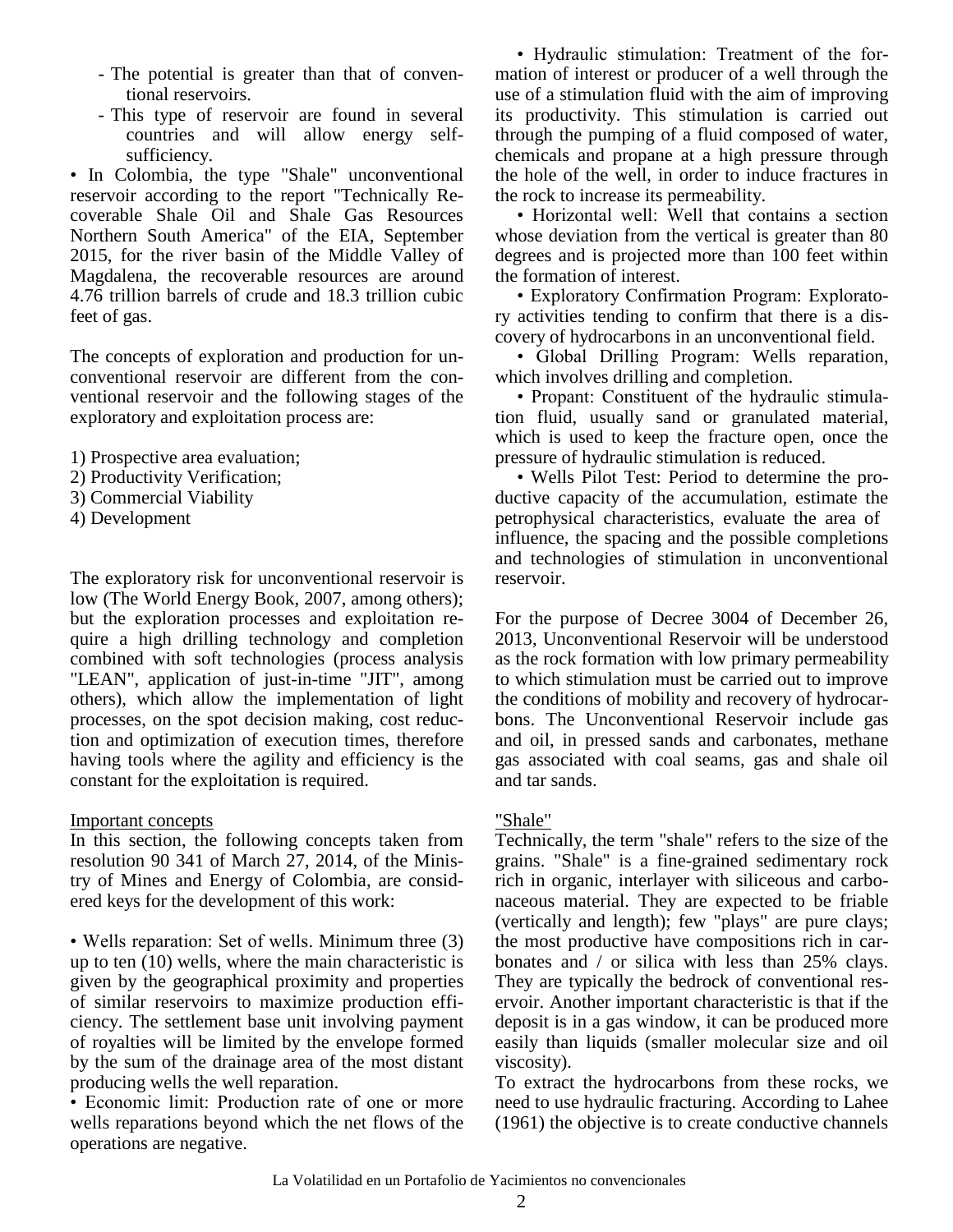- The potential is greater than that of conventional reservoirs.
- This type of reservoir are found in several countries and will allow energy self-sufficiency.

• In Colombia, the type "Shale" unconventional reservoir according to the report "Technically Recoverable Shale Oil and Shale Gas Resources Northern South America" of the EIA, September 2015, for the river basin of the Middle Valley of Magdalena, the recoverable resources are around 4.76 trillion barrels of crude and 18.3 trillion cubic feet of gas.

The concepts of exploration and production for unconventional reservoir are different from the conventional reservoir and the following stages of the exploratory and exploitation process are:

1) Prospective area evaluation;
2) Productivity Verification;
3) Commercial Viability
4) Development

The exploratory risk for unconventional reservoir is low (The World Energy Book, 2007, among others); but the exploration processes and exploitation require a high drilling technology and completion combined with soft technologies (process analysis "LEAN", application of just-in-time "JIT", among others), which allow the implementation of light processes, on the spot decision making, cost reduction and optimization of execution times, therefore having tools where the agility and efficiency is the constant for the exploitation is required.

Important concepts

In this section, the following concepts taken from resolution 90 341 of March 27, 2014, of the Ministry of Mines and Energy of Colombia, are considered keys for the development of this work:

• Wells reparation: Set of wells. Minimum three (3) up to ten (10) wells, where the main characteristic is given by the geographical proximity and properties of similar reservoirs to maximize production efficiency. The settlement base unit involving payment of royalties will be limited by the envelope formed by the sum of the drainage area of the most distant producing wells the well reparation.

• Economic limit: Production rate of one or more wells reparations beyond which the net flows of the operations are negative.

• Hydraulic stimulation: Treatment of the formation of interest or producer of a well through the use of a stimulation fluid with the aim of improving its productivity. This stimulation is carried out through the pumping of a fluid composed of water, chemicals and propane at a high pressure through the hole of the well, in order to induce fractures in the rock to increase its permeability.

• Horizontal well: Well that contains a section whose deviation from the vertical is greater than 80 degrees and is projected more than 100 feet within the formation of interest.

• Exploratory Confirmation Program: Exploratory activities tending to confirm that there is a discovery of hydrocarbons in an unconventional field.

• Global Drilling Program: Wells reparation, which involves drilling and completion.

• Propant: Constituent of the hydraulic stimulation fluid, usually sand or granulated material, which is used to keep the fracture open, once the pressure of hydraulic stimulation is reduced.

• Wells Pilot Test: Period to determine the productive capacity of the accumulation, estimate the petrophysical characteristics, evaluate the area of influence, the spacing and the possible completions and technologies of stimulation in unconventional reservoir.

For the purpose of Decree 3004 of December 26, 2013, Unconventional Reservoir will be understood as the rock formation with low primary permeability to which stimulation must be carried out to improve the conditions of mobility and recovery of hydrocarbons. The Unconventional Reservoir include gas and oil, in pressed sands and carbonates, methane gas associated with coal seams, gas and shale oil and tar sands.

"Shale"

Technically, the term "shale" refers to the size of the grains. "Shale" is a fine-grained sedimentary rock rich in organic, interlayer with siliceous and carbonaceous material. They are expected to be friable (vertically and length); few "plays" are pure clays; the most productive have compositions rich in carbonates and / or silica with less than 25% clays. They are typically the bedrock of conventional reservoir. Another important characteristic is that if the deposit is in a gas window, it can be produced more easily than liquids (smaller molecular size and oil viscosity).

To extract the hydrocarbons from these rocks, we need to use hydraulic fracturing. According to Lahee (1961) the objective is to create conductive channels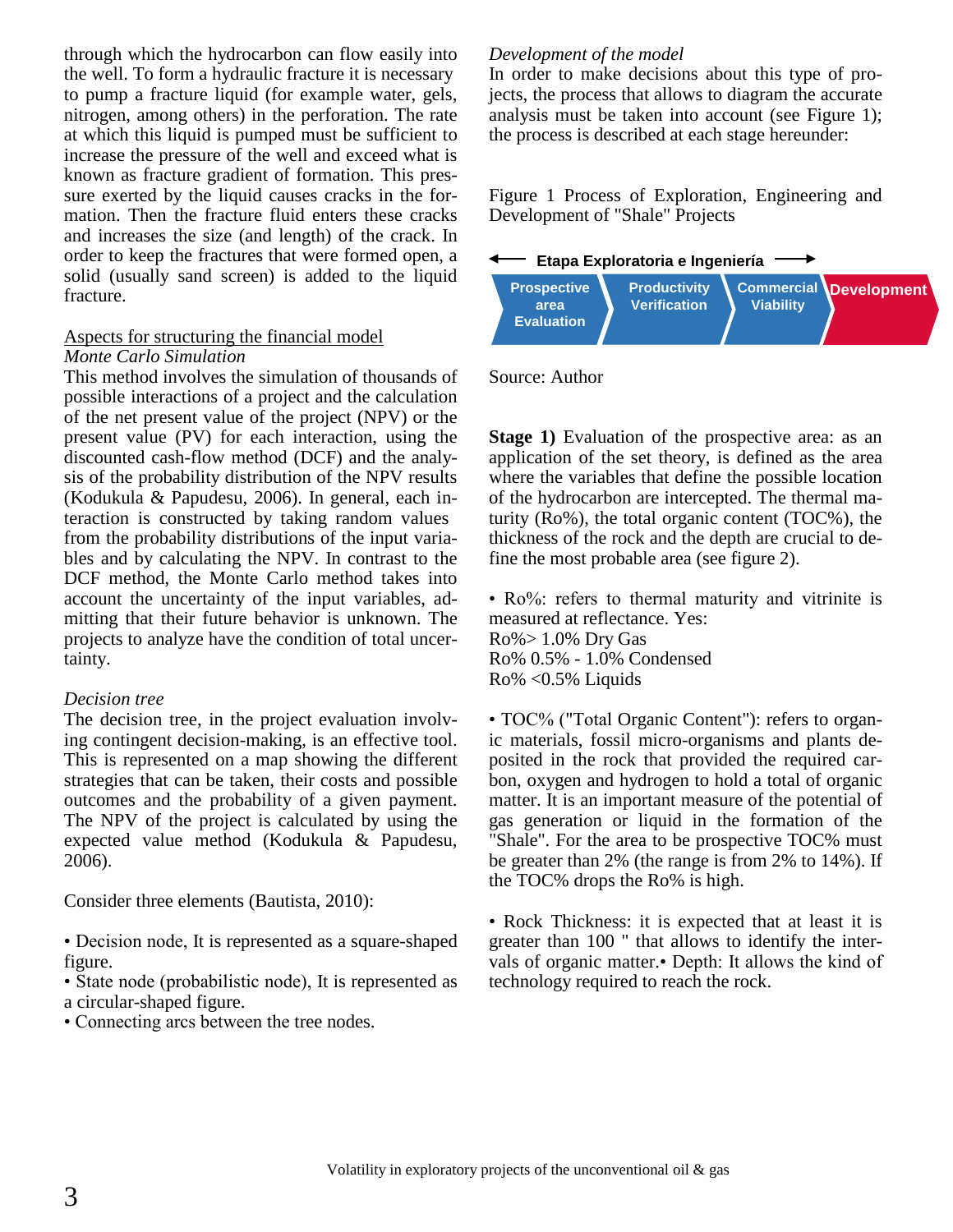through which the hydrocarbon can flow easily into the well. To form a hydraulic fracture it is necessary to pump a fracture liquid (for example water, gels, nitrogen, among others) in the perforation. The rate at which this liquid is pumped must be sufficient to increase the pressure of the well and exceed what is known as fracture gradient of formation. This pressure exerted by the liquid causes cracks in the formation. Then the fracture fluid enters these cracks and increases the size (and length) of the crack. In order to keep the fractures that were formed open, a solid (usually sand screen) is added to the liquid fracture.

## Aspects for structuring the financial model

### *Monte Carlo Simulation*

This method involves the simulation of thousands of possible interactions of a project and the calculation of the net present value of the project (NPV) or the present value (PV) for each interaction, using the discounted cash-flow method (DCF) and the analysis of the probability distribution of the NPV results (Kodukula & Papudesu, 2006). In general, each interaction is constructed by taking random values from the probability distributions of the input variables and by calculating the NPV. In contrast to the DCF method, the Monte Carlo method takes into account the uncertainty of the input variables, admitting that their future behavior is unknown. The projects to analyze have the condition of total uncertainty.

### *Decision tree*

The decision tree, in the project evaluation involving contingent decision-making, is an effective tool. This is represented on a map showing the different strategies that can be taken, their costs and possible outcomes and the probability of a given payment. The NPV of the project is calculated by using the expected value method (Kodukula & Papudesu, 2006).

Consider three elements (Bautista, 2010):

- Decision node, It is represented as a square-shaped figure.
- State node (probabilistic node), It is represented as a circular-shaped figure.
- Connecting arcs between the tree nodes.

### *Development of the model*

In order to make decisions about this type of projects, the process that allows to diagram the accurate analysis must be taken into account (see Figure 1); the process is described at each stage hereunder:

Figure 1 Process of Exploration, Engineering and Development of "Shale" Projects

← Etapa Exploratoria e Ingeniería →

Prospective area Evaluation → Productivity Verification → Commercial Viability → Development

Source: Author

**Stage 1)** Evaluation of the prospective area: as an application of the set theory, is defined as the area where the variables that define the possible location of the hydrocarbon are intercepted. The thermal maturity (Ro%), the total organic content (TOC%), the thickness of the rock and the depth are crucial to define the most probable area (see figure 2).

- Ro%: refers to thermal maturity and vitrinite is measured at reflectance. Yes:
  Ro%> 1.0% Dry Gas
  Ro% 0.5% - 1.0% Condensed
  Ro% <0.5% Liquids

- TOC% ("Total Organic Content"): refers to organic materials, fossil micro-organisms and plants deposited in the rock that provided the required carbon, oxygen and hydrogen to hold a total of organic matter. It is an important measure of the potential of gas generation or liquid in the formation of the "Shale". For the area to be prospective TOC% must be greater than 2% (the range is from 2% to 14%). If the TOC% drops the Ro% is high.

- Rock Thickness: it is expected that at least it is greater than 100 " that allows to identify the intervals of organic matter.• Depth: It allows the kind of technology required to reach the rock.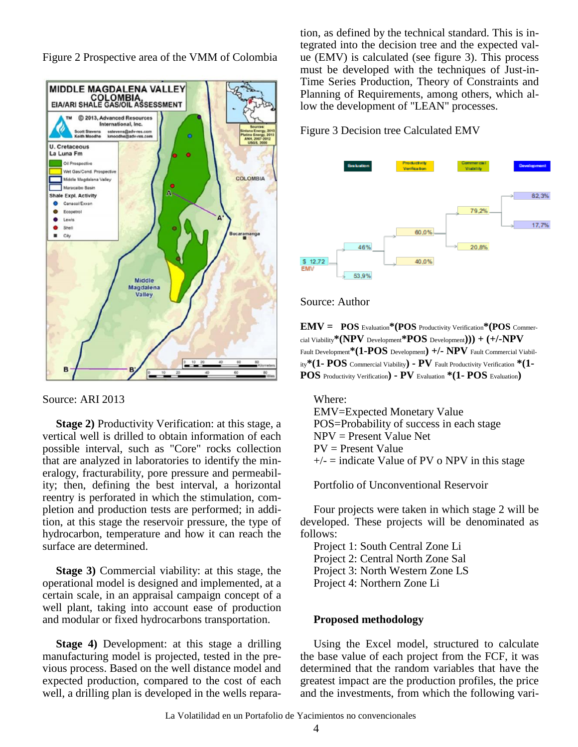Figure 2 Prospective area of the VMM of Colombia

Source: ARI 2013

**Stage 2)** Productivity Verification: at this stage, a vertical well is drilled to obtain information of each possible interval, such as "Core" rocks collection that are analyzed in laboratories to identify the mineralogy, fracturability, pore pressure and permeability; then, defining the best interval, a horizontal reentry is perforated in which the stimulation, completion and production tests are performed; in addition, at this stage the reservoir pressure, the type of hydrocarbon, temperature and how it can reach the surface are determined.

**Stage 3)** Commercial viability: at this stage, the operational model is designed and implemented, at a certain scale, in an appraisal campaign concept of a well plant, taking into account ease of production and modular or fixed hydrocarbons transportation.

**Stage 4)** Development: at this stage a drilling manufacturing model is projected, tested in the previous process. Based on the well distance model and expected production, compared to the cost of each well, a drilling plan is developed in the wells reparation, as defined by the technical standard. This is integrated into the decision tree and the expected value (EMV) is calculated (see figure 3). This process must be developed with the techniques of Just-in-Time Series Production, Theory of Constraints and Planning of Requirements, among others, which allow the development of "LEAN" processes.

Figure 3 Decision tree Calculated EMV

Source: Author

**EMV = POS** Evaluation**\*(POS** Productivity Verification**\*(POS** Commercial Viability**\*(NPV** Development**\*POS** Development**))) + (+/-NPV** Fault Development**\*(1-POS** Development**) +/- NPV** Fault Commercial Viability**\*(1- POS** Commercial Viability**) - PV** Fault Productivity Verification **\*(1- POS** Productivity Verification**) - PV** Evaluation **\*(1- POS** Evaluation**)**

Where:
EMV=Expected Monetary Value
POS=Probability of success in each stage
NPV = Present Value Net
PV = Present Value
+/- = indicate Value of PV o NPV in this stage

Portfolio of Unconventional Reservoir

Four projects were taken in which stage 2 will be developed. These projects will be denominated as follows:
Project 1: South Central Zone Li
Project 2: Central North Zone Sal
Project 3: North Western Zone LS
Project 4: Northern Zone Li

**Proposed methodology**

Using the Excel model, structured to calculate the base value of each project from the FCF, it was determined that the random variables that have the greatest impact are the production profiles, the price and the investments, from which the following vari-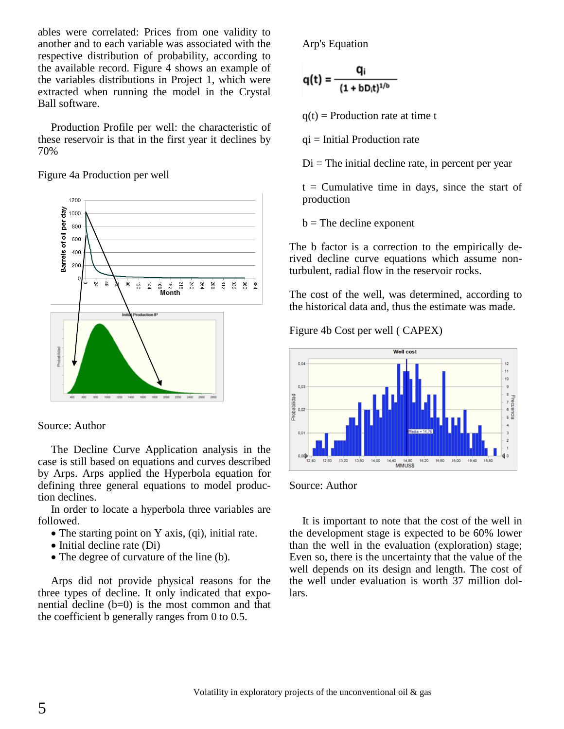ables were correlated: Prices from one validity to another and to each variable was associated with the respective distribution of probability, according to the available record. Figure 4 shows an example of the variables distributions in Project 1, which were extracted when running the model in the Crystal Ball software.

Production Profile per well: the characteristic of these reservoir is that in the first year it declines by 70%

Figure 4a Production per well

Source: Author

The Decline Curve Application analysis in the case is still based on equations and curves described by Arps. Arps applied the Hyperbola equation for defining three general equations to model production declines.

In order to locate a hyperbola three variables are followed.

- The starting point on Y axis, (qi), initial rate.
- Initial decline rate (Di)
- The degree of curvature of the line (b).

Arps did not provide physical reasons for the three types of decline. It only indicated that exponential decline (b=0) is the most common and that the coefficient b generally ranges from 0 to 0.5.

Arp's Equation

$$q(t) = \frac{q_i}{(1 + bD_i t)^{1/b}}$$

q(t) = Production rate at time t

qi = Initial Production rate

Di = The initial decline rate, in percent per year

t = Cumulative time in days, since the start of production

b = The decline exponent

The b factor is a correction to the empirically derived decline curve equations which assume non-turbulent, radial flow in the reservoir rocks.

The cost of the well, was determined, according to the historical data and, thus the estimate was made.

Figure 4b Cost per well ( CAPEX)

Source: Author

It is important to note that the cost of the well in the development stage is expected to be 60% lower than the well in the evaluation (exploration) stage; Even so, there is the uncertainty that the value of the well depends on its design and length. The cost of the well under evaluation is worth 37 million dollars.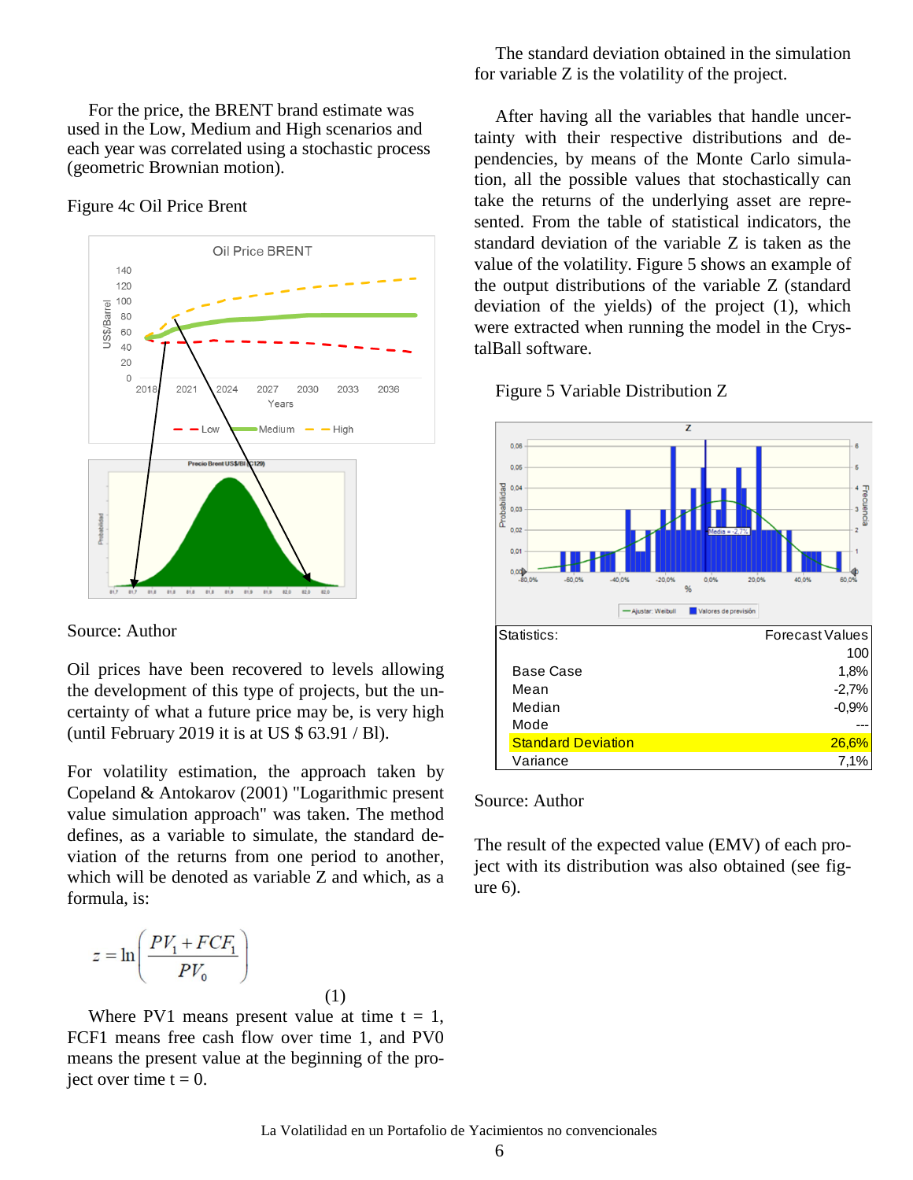For the price, the BRENT brand estimate was used in the Low, Medium and High scenarios and each year was correlated using a stochastic process (geometric Brownian motion).

Figure 4c Oil Price Brent

Source: Author

Oil prices have been recovered to levels allowing the development of this type of projects, but the uncertainty of what a future price may be, is very high (until February 2019 it is at US $ 63.91 / Bl).

For volatility estimation, the approach taken by Copeland & Antokarov (2001) "Logarithmic present value simulation approach" was taken. The method defines, as a variable to simulate, the standard deviation of the returns from one period to another, which will be denoted as variable Z and which, as a formula, is:

$$z = \ln\left(\frac{PV_1 + FCF_1}{PV_0}\right) \quad (1)$$

Where PV1 means present value at time t = 1, FCF1 means free cash flow over time 1, and PV0 means the present value at the beginning of the project over time t = 0.

The standard deviation obtained in the simulation for variable Z is the volatility of the project.

After having all the variables that handle uncertainty with their respective distributions and dependencies, by means of the Monte Carlo simulation, all the possible values that stochastically can take the returns of the underlying asset are represented. From the table of statistical indicators, the standard deviation of the variable Z is taken as the value of the volatility. Figure 5 shows an example of the output distributions of the variable Z (standard deviation of the yields) of the project (1), which were extracted when running the model in the CrystalBall software.

Figure 5 Variable Distribution Z

| Statistics: | Forecast Values |
|---|---|
| | 100 |
| Base Case | 1,8% |
| Mean | -2,7% |
| Median | -0,9% |
| Mode | --- |
| Standard Deviation | 26,6% |
| Variance | 7,1% |

Source: Author

The result of the expected value (EMV) of each project with its distribution was also obtained (see figure 6).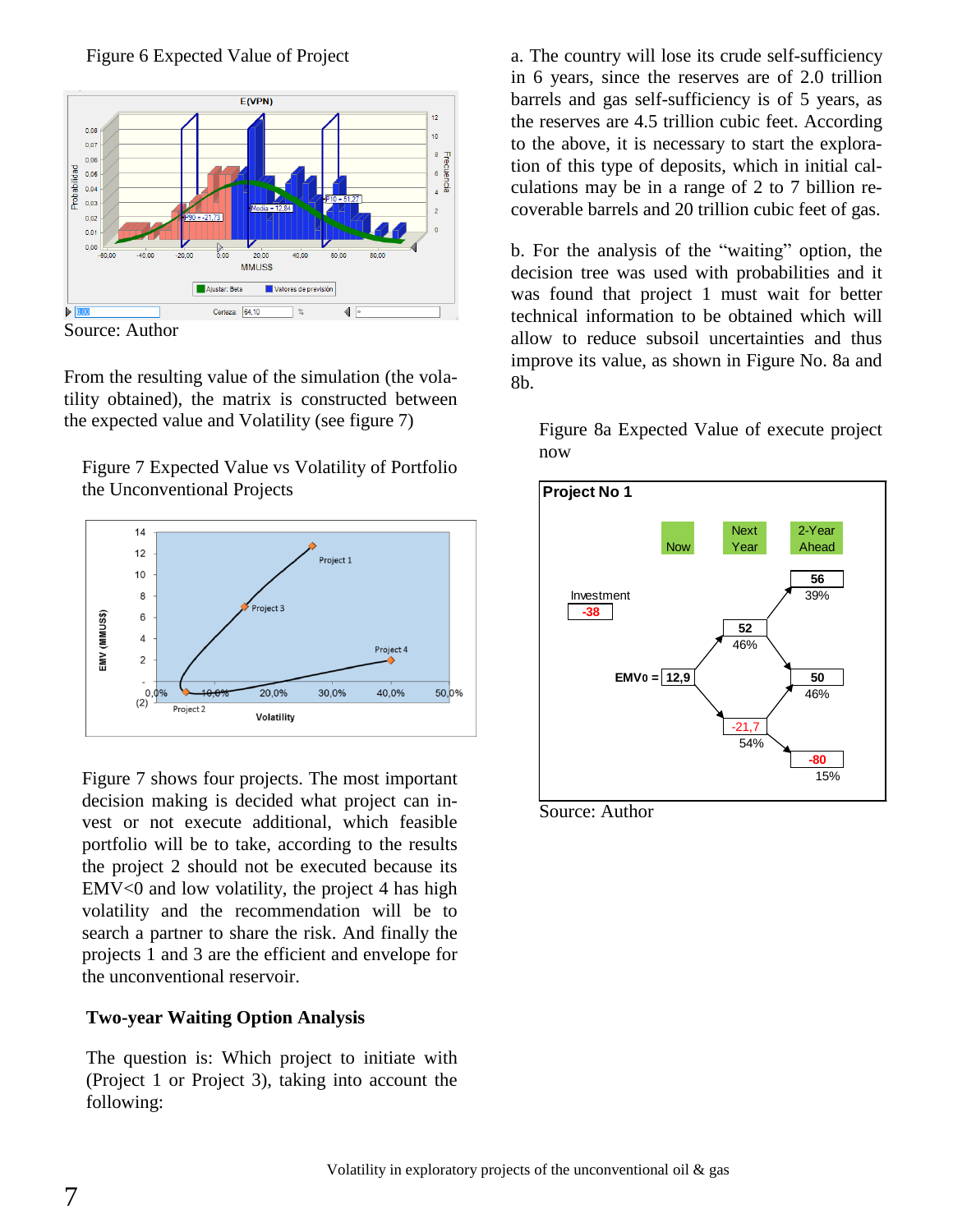Figure 6 Expected Value of Project

Source: Author

From the resulting value of the simulation (the volatility obtained), the matrix is constructed between the expected value and Volatility (see figure 7)

Figure 7 Expected Value vs Volatility of Portfolio the Unconventional Projects

Figure 7 shows four projects. The most important decision making is decided what project can invest or not execute additional, which feasible portfolio will be to take, according to the results the project 2 should not be executed because its EMV<0 and low volatility, the project 4 has high volatility and the recommendation will be to search a partner to share the risk. And finally the projects 1 and 3 are the efficient and envelope for the unconventional reservoir.

## Two-year Waiting Option Analysis

The question is: Which project to initiate with (Project 1 or Project 3), taking into account the following:

a. The country will lose its crude self-sufficiency in 6 years, since the reserves are of 2.0 trillion barrels and gas self-sufficiency is of 5 years, as the reserves are 4.5 trillion cubic feet. According to the above, it is necessary to start the exploration of this type of deposits, which in initial calculations may be in a range of 2 to 7 billion recoverable barrels and 20 trillion cubic feet of gas.

b. For the analysis of the "waiting" option, the decision tree was used with probabilities and it was found that project 1 must wait for better technical information to be obtained which will allow to reduce subsoil uncertainties and thus improve its value, as shown in Figure No. 8a and 8b.

Figure 8a Expected Value of execute project now

Source: Author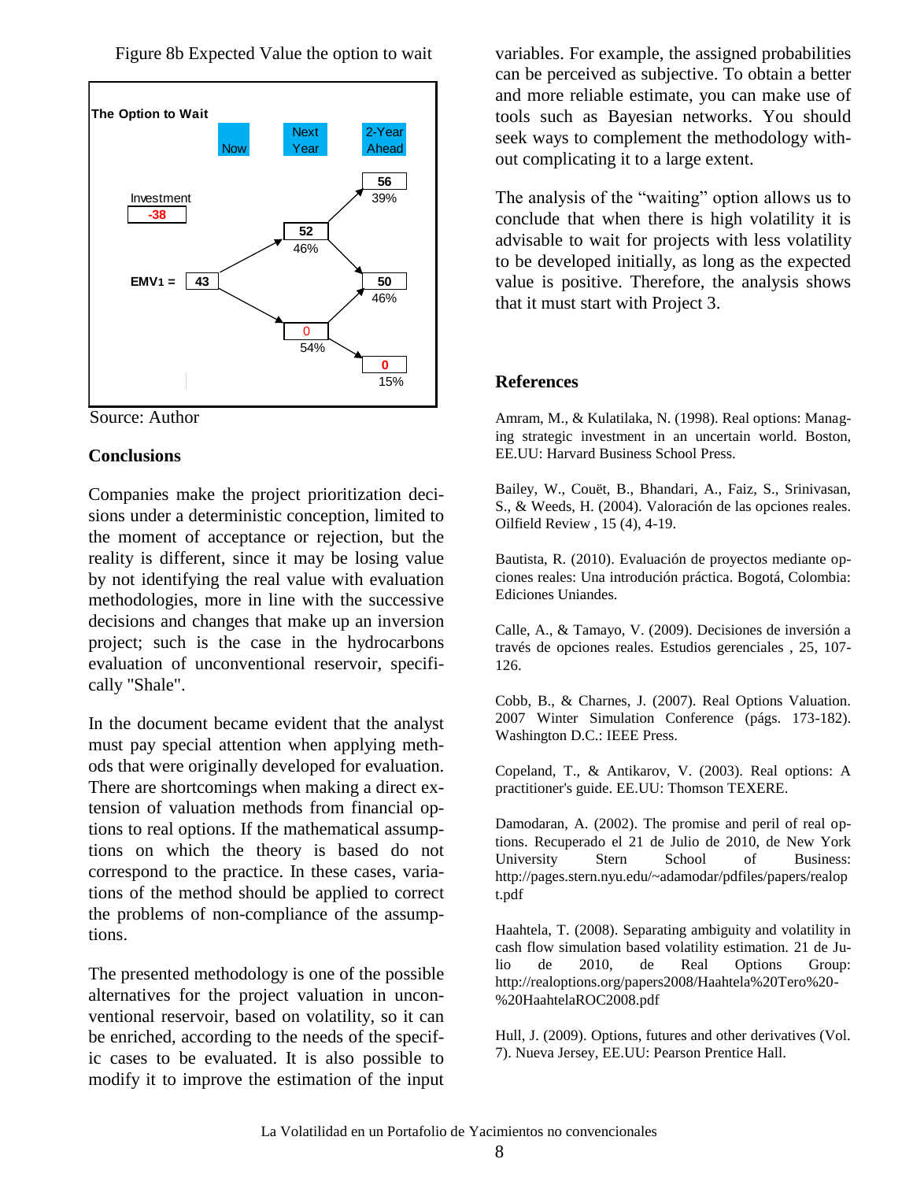Figure 8b Expected Value the option to wait

The Option to Wait

| | Now | Next Year | 2-Year Ahead |
|---|---|---|---|
| Investment -38 | | | 56 (39%) |
| | | 52 (46%) | |
| EMV1 = 43 | | | 50 (46%) |
| | | 0 (54%) | |
| | | | 0 (15%) |

Source: Author

## Conclusions

Companies make the project prioritization decisions under a deterministic conception, limited to the moment of acceptance or rejection, but the reality is different, since it may be losing value by not identifying the real value with evaluation methodologies, more in line with the successive decisions and changes that make up an inversion project; such is the case in the hydrocarbons evaluation of unconventional reservoir, specifically "Shale".

In the document became evident that the analyst must pay special attention when applying methods that were originally developed for evaluation. There are shortcomings when making a direct extension of valuation methods from financial options to real options. If the mathematical assumptions on which the theory is based do not correspond to the practice. In these cases, variations of the method should be applied to correct the problems of non-compliance of the assumptions.

The presented methodology is one of the possible alternatives for the project valuation in unconventional reservoir, based on volatility, so it can be enriched, according to the needs of the specific cases to be evaluated. It is also possible to modify it to improve the estimation of the input variables. For example, the assigned probabilities can be perceived as subjective. To obtain a better and more reliable estimate, you can make use of tools such as Bayesian networks. You should seek ways to complement the methodology without complicating it to a large extent.

The analysis of the "waiting" option allows us to conclude that when there is high volatility it is advisable to wait for projects with less volatility to be developed initially, as long as the expected value is positive. Therefore, the analysis shows that it must start with Project 3.

## References

Amram, M., & Kulatilaka, N. (1998). Real options: Managing strategic investment in an uncertain world. Boston, EE.UU: Harvard Business School Press.

Bailey, W., Couët, B., Bhandari, A., Faiz, S., Srinivasan, S., & Weeds, H. (2004). Valoración de las opciones reales. Oilfield Review , 15 (4), 4-19.

Bautista, R. (2010). Evaluación de proyectos mediante opciones reales: Una introdución práctica. Bogotá, Colombia: Ediciones Uniandes.

Calle, A., & Tamayo, V. (2009). Decisiones de inversión a través de opciones reales. Estudios gerenciales , 25, 107-126.

Cobb, B., & Charnes, J. (2007). Real Options Valuation. 2007 Winter Simulation Conference (págs. 173-182). Washington D.C.: IEEE Press.

Copeland, T., & Antikarov, V. (2003). Real options: A practitioner's guide. EE.UU: Thomson TEXERE.

Damodaran, A. (2002). The promise and peril of real options. Recuperado el 21 de Julio de 2010, de New York University Stern School of Business: http://pages.stern.nyu.edu/~adamodar/pdfiles/papers/realopt.pdf

Haahtela, T. (2008). Separating ambiguity and volatility in cash flow simulation based volatility estimation. 21 de Julio de 2010, de Real Options Group: http://realoptions.org/papers2008/Haahtela%20Tero%20-%20HaahtelaROC2008.pdf

Hull, J. (2009). Options, futures and other derivatives (Vol. 7). Nueva Jersey, EE.UU: Pearson Prentice Hall.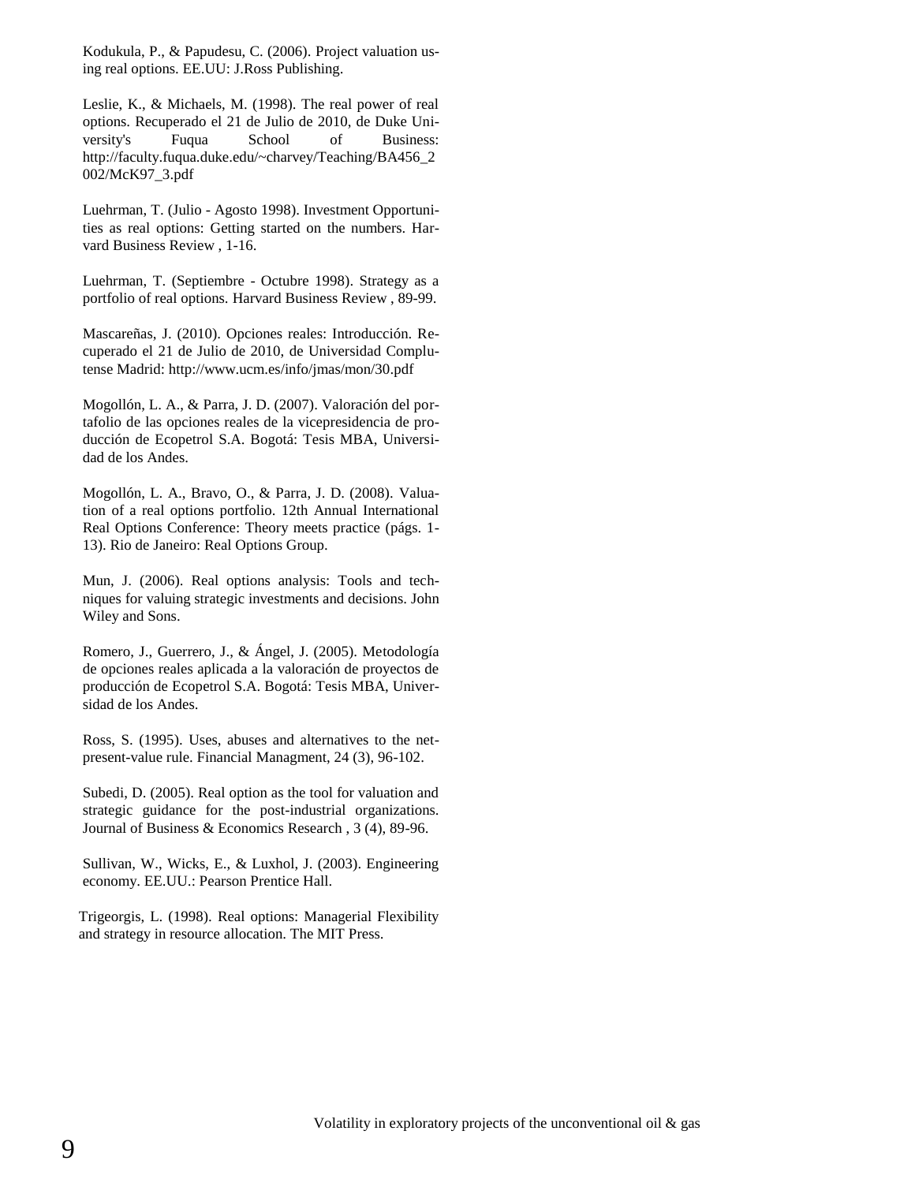Kodukula, P., & Papudesu, C. (2006). Project valuation using real options. EE.UU: J.Ross Publishing.

Leslie, K., & Michaels, M. (1998). The real power of real options. Recuperado el 21 de Julio de 2010, de Duke University's Fuqua School of Business: http://faculty.fuqua.duke.edu/~charvey/Teaching/BA456_2002/McK97_3.pdf

Luehrman, T. (Julio - Agosto 1998). Investment Opportunities as real options: Getting started on the numbers. Harvard Business Review , 1-16.

Luehrman, T. (Septiembre - Octubre 1998). Strategy as a portfolio of real options. Harvard Business Review , 89-99.

Mascareñas, J. (2010). Opciones reales: Introducción. Recuperado el 21 de Julio de 2010, de Universidad Complutense Madrid: http://www.ucm.es/info/jmas/mon/30.pdf

Mogollón, L. A., & Parra, J. D. (2007). Valoración del portafolio de las opciones reales de la vicepresidencia de producción de Ecopetrol S.A. Bogotá: Tesis MBA, Universidad de los Andes.

Mogollón, L. A., Bravo, O., & Parra, J. D. (2008). Valuation of a real options portfolio. 12th Annual International Real Options Conference: Theory meets practice (págs. 1-13). Rio de Janeiro: Real Options Group.

Mun, J. (2006). Real options analysis: Tools and techniques for valuing strategic investments and decisions. John Wiley and Sons.

Romero, J., Guerrero, J., & Ángel, J. (2005). Metodología de opciones reales aplicada a la valoración de proyectos de producción de Ecopetrol S.A. Bogotá: Tesis MBA, Universidad de los Andes.

Ross, S. (1995). Uses, abuses and alternatives to the net-present-value rule. Financial Managment, 24 (3), 96-102.

Subedi, D. (2005). Real option as the tool for valuation and strategic guidance for the post-industrial organizations. Journal of Business & Economics Research , 3 (4), 89-96.

Sullivan, W., Wicks, E., & Luxhol, J. (2003). Engineering economy. EE.UU.: Pearson Prentice Hall.

Trigeorgis, L. (1998). Real options: Managerial Flexibility and strategy in resource allocation. The MIT Press.